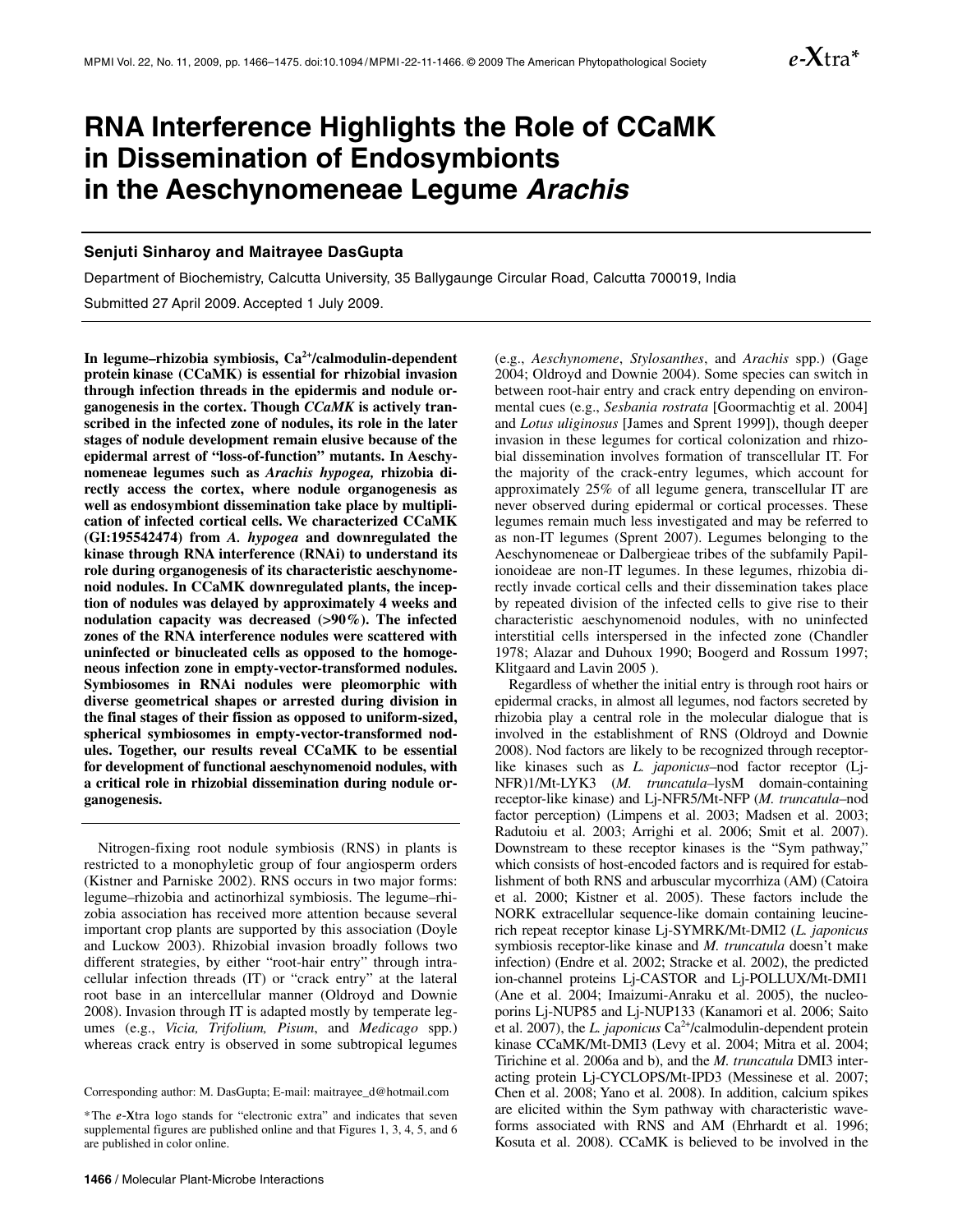# RNA Interference Highlights the Role of CCaMK in Dissemination of Endosymbionts in the Aeschynomeneae Legume *Arachis*

**Senjuti Sinharoy and Maitrayee DasGupta**

Department of Biochemistry, Calcutta University, 35 Ballygaunge Circular Road, Calcutta 700019, India

Submitted 27 April 2009. Accepted 1 July 2009.

**In legume–rhizobia symbiosis, $Ca^{2+}$/calmodulin-dependent protein kinase (CCaMK) is essential for rhizobial invasion through infection threads in the epidermis and nodule organogenesis in the cortex. Though *CCaMK* is actively transcribed in the infected zone of nodules, its role in the later stages of nodule development remain elusive because of the epidermal arrest of "loss-of-function" mutants. In Aeschynomeneae legumes such as *Arachis hypogea,* rhizobia directly access the cortex, where nodule organogenesis as well as endosymbiont dissemination take place by multiplication of infected cortical cells. We characterized CCaMK (GI:195542474) from *A. hypogea* and downregulated the kinase through RNA interference (RNAi) to understand its role during organogenesis of its characteristic aeschynomenoid nodules. In CCaMK downregulated plants, the inception of nodules was delayed by approximately 4 weeks and nodulation capacity was decreased (>90%). The infected zones of the RNA interference nodules were scattered with uninfected or binucleated cells as opposed to the homogeneous infection zone in empty-vector-transformed nodules. Symbiosomes in RNAi nodules were pleomorphic with diverse geometrical shapes or arrested during division in the final stages of their fission as opposed to uniform-sized, spherical symbiosomes in empty-vector-transformed nodules. Together, our results reveal CCaMK to be essential for development of functional aeschynomenoid nodules, with a critical role in rhizobial dissemination during nodule organogenesis.**

Nitrogen-fixing root nodule symbiosis (RNS) in plants is restricted to a monophyletic group of four angiosperm orders (Kistner and Parniske 2002). RNS occurs in two major forms: legume–rhizobia and actinorhizal symbiosis. The legume–rhizobia association has received more attention because several important crop plants are supported by this association (Doyle and Luckow 2003). Rhizobial invasion broadly follows two different strategies, by either "root-hair entry" through intracellular infection threads (IT) or "crack entry" at the lateral root base in an intercellular manner (Oldroyd and Downie 2008). Invasion through IT is adapted mostly by temperate legumes (e.g., *Vicia, Trifolium, Pisum*, and *Medicago* spp.) whereas crack entry is observed in some subtropical legumes (e.g., *Aeschynomene*, *Stylosanthes*, and *Arachis* spp.) (Gage 2004; Oldroyd and Downie 2004). Some species can switch in between root-hair entry and crack entry depending on environmental cues (e.g., *Sesbania rostrata* [Goormachtig et al. 2004] and *Lotus uliginosus* [James and Sprent 1999]), though deeper invasion in these legumes for cortical colonization and rhizobial dissemination involves formation of transcellular IT. For the majority of the crack-entry legumes, which account for approximately 25% of all legume genera, transcellular IT are never observed during epidermal or cortical processes. These legumes remain much less investigated and may be referred to as non-IT legumes (Sprent 2007). Legumes belonging to the Aeschynomeneae or Dalbergieae tribes of the subfamily Papilionoideae are non-IT legumes. In these legumes, rhizobia directly invade cortical cells and their dissemination takes place by repeated division of the infected cells to give rise to their characteristic aeschynomenoid nodules, with no uninfected interstitial cells interspersed in the infected zone (Chandler 1978; Alazar and Duhoux 1990; Boogerd and Rossum 1997; Klitgaard and Lavin 2005 ).

Regardless of whether the initial entry is through root hairs or epidermal cracks, in almost all legumes, nod factors secreted by rhizobia play a central role in the molecular dialogue that is involved in the establishment of RNS (Oldroyd and Downie 2008). Nod factors are likely to be recognized through receptor-like kinases such as *L. japonicus*–nod factor receptor (Lj-NFR)1/Mt-LYK3 (*M. truncatula*–lysM domain-containing receptor-like kinase) and Lj-NFR5/Mt-NFP (*M. truncatula*–nod factor perception) (Limpens et al. 2003; Madsen et al. 2003; Radutoiu et al. 2003; Arrighi et al. 2006; Smit et al. 2007). Downstream to these receptor kinases is the "Sym pathway," which consists of host-encoded factors and is required for establishment of both RNS and arbuscular mycorrhiza (AM) (Catoira et al. 2000; Kistner et al. 2005). These factors include the NORK extracellular sequence-like domain containing leucine-rich repeat receptor kinase Lj-SYMRK/Mt-DMI2 (*L. japonicus* symbiosis receptor-like kinase and *M. truncatula* doesn't make infection) (Endre et al. 2002; Stracke et al. 2002), the predicted ion-channel proteins Lj-CASTOR and Lj-POLLUX/Mt-DMI1 (Ane et al. 2004; Imaizumi-Anraku et al. 2005), the nucleoporins Lj-NUP85 and Lj-NUP133 (Kanamori et al. 2006; Saito et al. 2007), the *L. japonicus* $Ca^{2+}$/calmodulin-dependent protein kinase CCaMK/Mt-DMI3 (Levy et al. 2004; Mitra et al. 2004; Tirichine et al. 2006a and b), and the *M. truncatula* DMI3 interacting protein Lj-CYCLOPS/Mt-IPD3 (Messinese et al. 2007; Chen et al. 2008; Yano et al. 2008). In addition, calcium spikes are elicited within the Sym pathway with characteristic waveforms associated with RNS and AM (Ehrhardt et al. 1996; Kosuta et al. 2008). CCaMK is believed to be involved in the

Corresponding author: M. DasGupta; E-mail: maitrayee_d@hotmail.com

*The *e*-Xtra logo stands for "electronic extra" and indicates that seven supplemental figures are published online and that Figures 1, 3, 4, 5, and 6 are published in color online.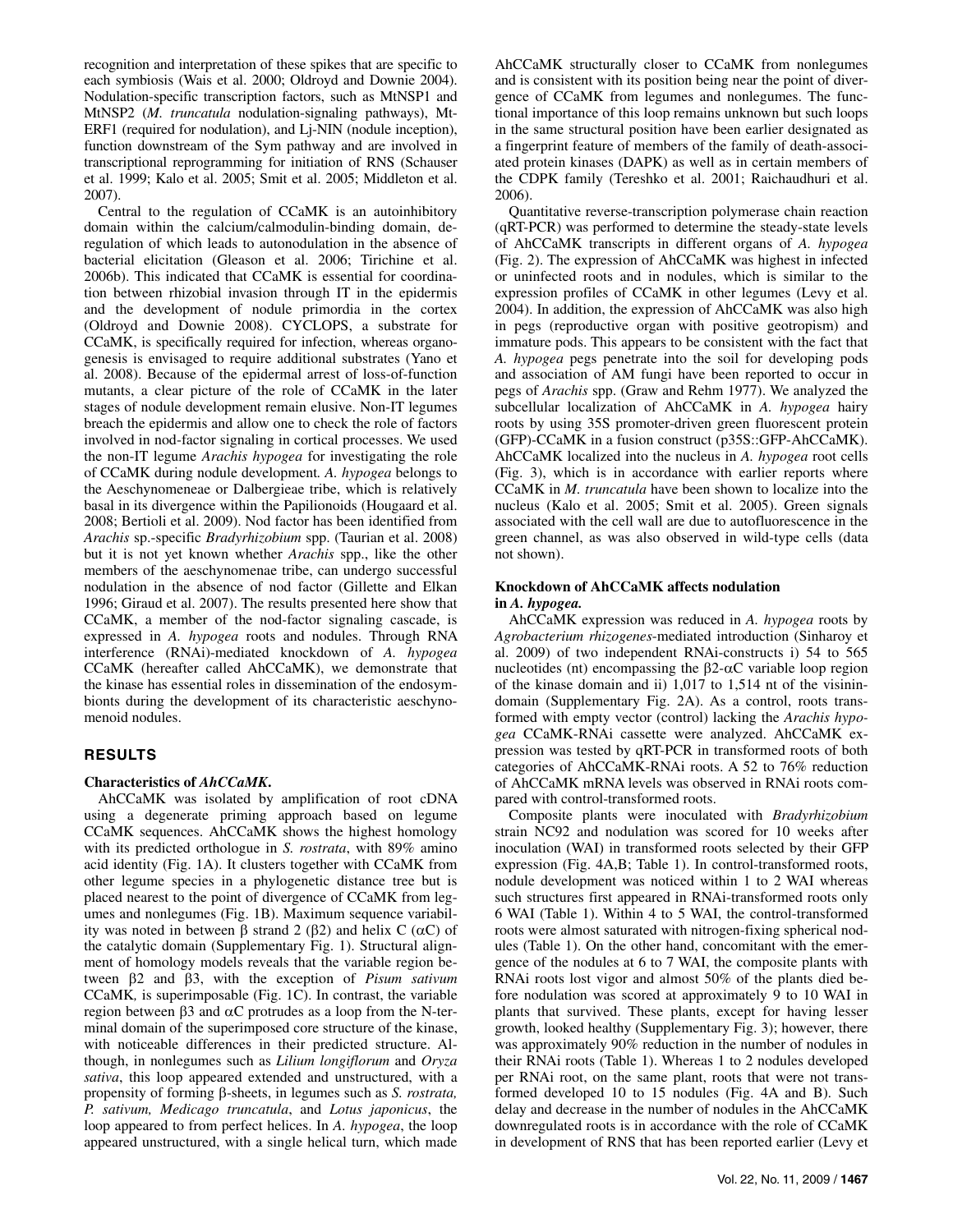recognition and interpretation of these spikes that are specific to each symbiosis (Wais et al. 2000; Oldroyd and Downie 2004). Nodulation-specific transcription factors, such as MtNSP1 and MtNSP2 (*M. truncatula* nodulation-signaling pathways), Mt-ERF1 (required for nodulation), and Lj-NIN (nodule inception), function downstream of the Sym pathway and are involved in transcriptional reprogramming for initiation of RNS (Schauser et al. 1999; Kalo et al. 2005; Smit et al. 2005; Middleton et al. 2007).

Central to the regulation of CCaMK is an autoinhibitory domain within the calcium/calmodulin-binding domain, deregulation of which leads to autonodulation in the absence of bacterial elicitation (Gleason et al. 2006; Tirichine et al. 2006b). This indicated that CCaMK is essential for coordination between rhizobial invasion through IT in the epidermis and the development of nodule primordia in the cortex (Oldroyd and Downie 2008). CYCLOPS, a substrate for CCaMK, is specifically required for infection, whereas organogenesis is envisaged to require additional substrates (Yano et al. 2008). Because of the epidermal arrest of loss-of-function mutants, a clear picture of the role of CCaMK in the later stages of nodule development remain elusive. Non-IT legumes breach the epidermis and allow one to check the role of factors involved in nod-factor signaling in cortical processes. We used the non-IT legume *Arachis hypogea* for investigating the role of CCaMK during nodule development. *A. hypogea* belongs to the Aeschynomeneae or Dalbergieae tribe, which is relatively basal in its divergence within the Papilionoids (Hougaard et al. 2008; Bertioli et al. 2009). Nod factor has been identified from *Arachis* sp.-specific *Bradyrhizobium* spp. (Taurian et al. 2008) but it is not yet known whether *Arachis* spp., like the other members of the aeschynomenae tribe, can undergo successful nodulation in the absence of nod factor (Gillette and Elkan 1996; Giraud et al. 2007). The results presented here show that CCaMK, a member of the nod-factor signaling cascade, is expressed in *A. hypogea* roots and nodules. Through RNA interference (RNAi)-mediated knockdown of *A. hypogea* CCaMK (hereafter called AhCCaMK), we demonstrate that the kinase has essential roles in dissemination of the endosymbionts during the development of its characteristic aeschynomenoid nodules.

## RESULTS

### Characteristics of *AhCCaMK*.

AhCCaMK was isolated by amplification of root cDNA using a degenerate priming approach based on legume CCaMK sequences. AhCCaMK shows the highest homology with its predicted orthologue in *S. rostrata*, with 89% amino acid identity (Fig. 1A). It clusters together with CCaMK from other legume species in a phylogenetic distance tree but is placed nearest to the point of divergence of CCaMK from legumes and nonlegumes (Fig. 1B). Maximum sequence variability was noted in between β strand 2 (β2) and helix C (αC) of the catalytic domain (Supplementary Fig. 1). Structural alignment of homology models reveals that the variable region between β2 and β3, with the exception of *Pisum sativum* CCaMK, is superimposable (Fig. 1C). In contrast, the variable region between β3 and αC protrudes as a loop from the N-terminal domain of the superimposed core structure of the kinase, with noticeable differences in their predicted structure. Although, in nonlegumes such as *Lilium longiflorum* and *Oryza sativa*, this loop appeared extended and unstructured, with a propensity of forming β-sheets, in legumes such as *S. rostrata, P. sativum, Medicago truncatula*, and *Lotus japonicus*, the loop appeared to from perfect helices. In *A. hypogea*, the loop appeared unstructured, with a single helical turn, which made AhCCaMK structurally closer to CCaMK from nonlegumes and is consistent with its position being near the point of divergence of CCaMK from legumes and nonlegumes. The functional importance of this loop remains unknown but such loops in the same structural position have been earlier designated as a fingerprint feature of members of the family of death-associated protein kinases (DAPK) as well as in certain members of the CDPK family (Tereshko et al. 2001; Raichaudhuri et al. 2006).

Quantitative reverse-transcription polymerase chain reaction (qRT-PCR) was performed to determine the steady-state levels of AhCCaMK transcripts in different organs of *A. hypogea* (Fig. 2). The expression of AhCCaMK was highest in infected or uninfected roots and in nodules, which is similar to the expression profiles of CCaMK in other legumes (Levy et al. 2004). In addition, the expression of AhCCaMK was also high in pegs (reproductive organ with positive geotropism) and immature pods. This appears to be consistent with the fact that *A. hypogea* pegs penetrate into the soil for developing pods and association of AM fungi have been reported to occur in pegs of *Arachis* spp. (Graw and Rehm 1977). We analyzed the subcellular localization of AhCCaMK in *A. hypogea* hairy roots by using 35S promoter-driven green fluorescent protein (GFP)-CCaMK in a fusion construct (p35S::GFP-AhCCaMK). AhCCaMK localized into the nucleus in *A. hypogea* root cells (Fig. 3), which is in accordance with earlier reports where CCaMK in *M. truncatula* have been shown to localize into the nucleus (Kalo et al. 2005; Smit et al. 2005). Green signals associated with the cell wall are due to autofluorescence in the green channel, as was also observed in wild-type cells (data not shown).

### Knockdown of AhCCaMK affects nodulation in *A. hypogea*.

AhCCaMK expression was reduced in *A. hypogea* roots by *Agrobacterium rhizogenes*-mediated introduction (Sinharoy et al. 2009) of two independent RNAi-constructs i) 54 to 565 nucleotides (nt) encompassing the β2-αC variable loop region of the kinase domain and ii) 1,017 to 1,514 nt of the visinin-domain (Supplementary Fig. 2A). As a control, roots transformed with empty vector (control) lacking the *Arachis hypogea* CCaMK-RNAi cassette were analyzed. AhCCaMK expression was tested by qRT-PCR in transformed roots of both categories of AhCCaMK-RNAi roots. A 52 to 76% reduction of AhCCaMK mRNA levels was observed in RNAi roots compared with control-transformed roots.

Composite plants were inoculated with *Bradyrhizobium* strain NC92 and nodulation was scored for 10 weeks after inoculation (WAI) in transformed roots selected by their GFP expression (Fig. 4A,B; Table 1). In control-transformed roots, nodule development was noticed within 1 to 2 WAI whereas such structures first appeared in RNAi-transformed roots only 6 WAI (Table 1). Within 4 to 5 WAI, the control-transformed roots were almost saturated with nitrogen-fixing spherical nodules (Table 1). On the other hand, concomitant with the emergence of the nodules at 6 to 7 WAI, the composite plants with RNAi roots lost vigor and almost 50% of the plants died before nodulation was scored at approximately 9 to 10 WAI in plants that survived. These plants, except for having lesser growth, looked healthy (Supplementary Fig. 3); however, there was approximately 90% reduction in the number of nodules in their RNAi roots (Table 1). Whereas 1 to 2 nodules developed per RNAi root, on the same plant, roots that were not transformed developed 10 to 15 nodules (Fig. 4A and B). Such delay and decrease in the number of nodules in the AhCCaMK downregulated roots is in accordance with the role of CCaMK in development of RNS that has been reported earlier (Levy et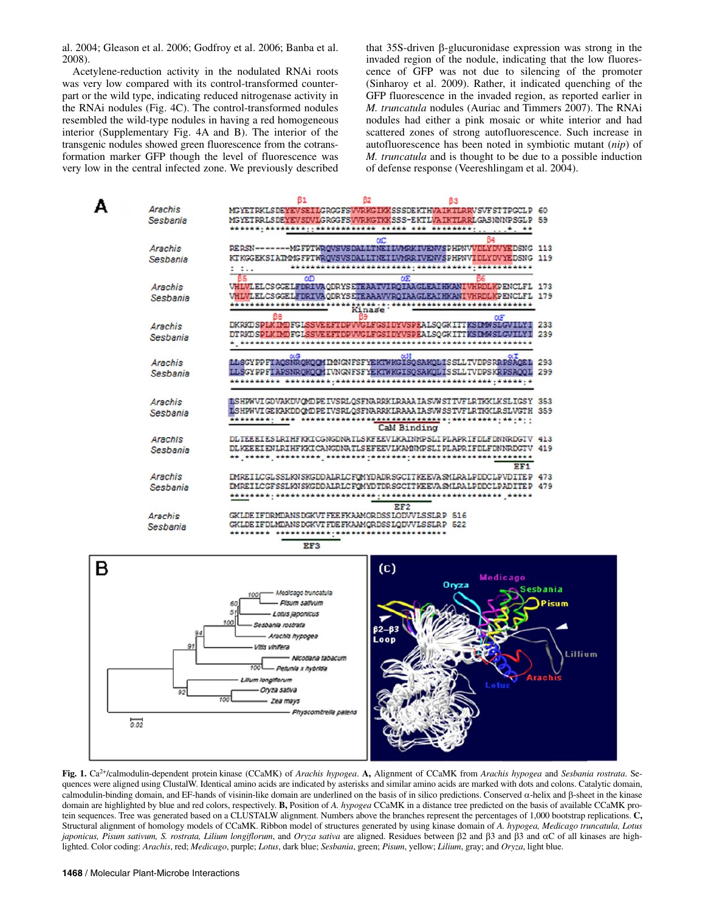al. 2004; Gleason et al. 2006; Godfroy et al. 2006; Banba et al. 2008).

Acetylene-reduction activity in the nodulated RNAi roots was very low compared with its control-transformed counterpart or the wild type, indicating reduced nitrogenase activity in the RNAi nodules (Fig. 4C). The control-transformed nodules resembled the wild-type nodules in having a red homogeneous interior (Supplementary Fig. 4A and B). The interior of the transgenic nodules showed green fluorescence from the cotransformation marker GFP though the level of fluorescence was very low in the central infected zone. We previously described that 35S-driven β-glucuronidase expression was strong in the invaded region of the nodule, indicating that the low fluorescence of GFP was not due to silencing of the promoter (Sinharoy et al. 2009). Rather, it indicated quenching of the GFP fluorescence in the invaded region, as reported earlier in *M. truncatula* nodules (Auriac and Timmers 2007). The RNAi nodules had either a pink mosaic or white interior and had scattered zones of strong autofluorescence. Such increase in autofluorescence has been noted in symbiotic mutant (*nip*) of *M. truncatula* and is thought to be due to a possible induction of defense response (Veereshlingam et al. 2004).

**Fig. 1.** $Ca^{2+}$/calmodulin-dependent protein kinase (CCaMK) of *Arachis hypogea*. **A,** Alignment of CCaMK from *Arachis hypogea* and *Sesbania rostrata*. Sequences were aligned using ClustalW. Identical amino acids are indicated by asterisks and similar amino acids are marked with dots and colons. Catalytic domain, calmodulin-binding domain, and EF-hands of visinin-like domain are underlined on the basis of in silico predictions. Conserved α-helix and β-sheet in the kinase domain are highlighted by blue and red colors, respectively. **B,** Position of *A. hypogea* CCaMK in a distance tree predicted on the basis of available CCaMK protein sequences. Tree was generated based on a CLUSTALW alignment. Numbers above the branches represent the percentages of 1,000 bootstrap replications. **C,** Structural alignment of homology models of CCaMK. Ribbon model of structures generated by using kinase domain of *A. hypogea, Medicago truncatula, Lotus japonicus, Pisum sativum, S. rostrata, Lilium longiflorum*, and *Oryza sativa* are aligned. Residues between β2 and β3 and β3 and αC of all kinases are highlighted. Color coding: *Arachis*, red; *Medicago*, purple; *Lotus*, dark blue; *Sesbania*, green; *Pisum*, yellow; *Lilium*, gray; and *Oryza*, light blue.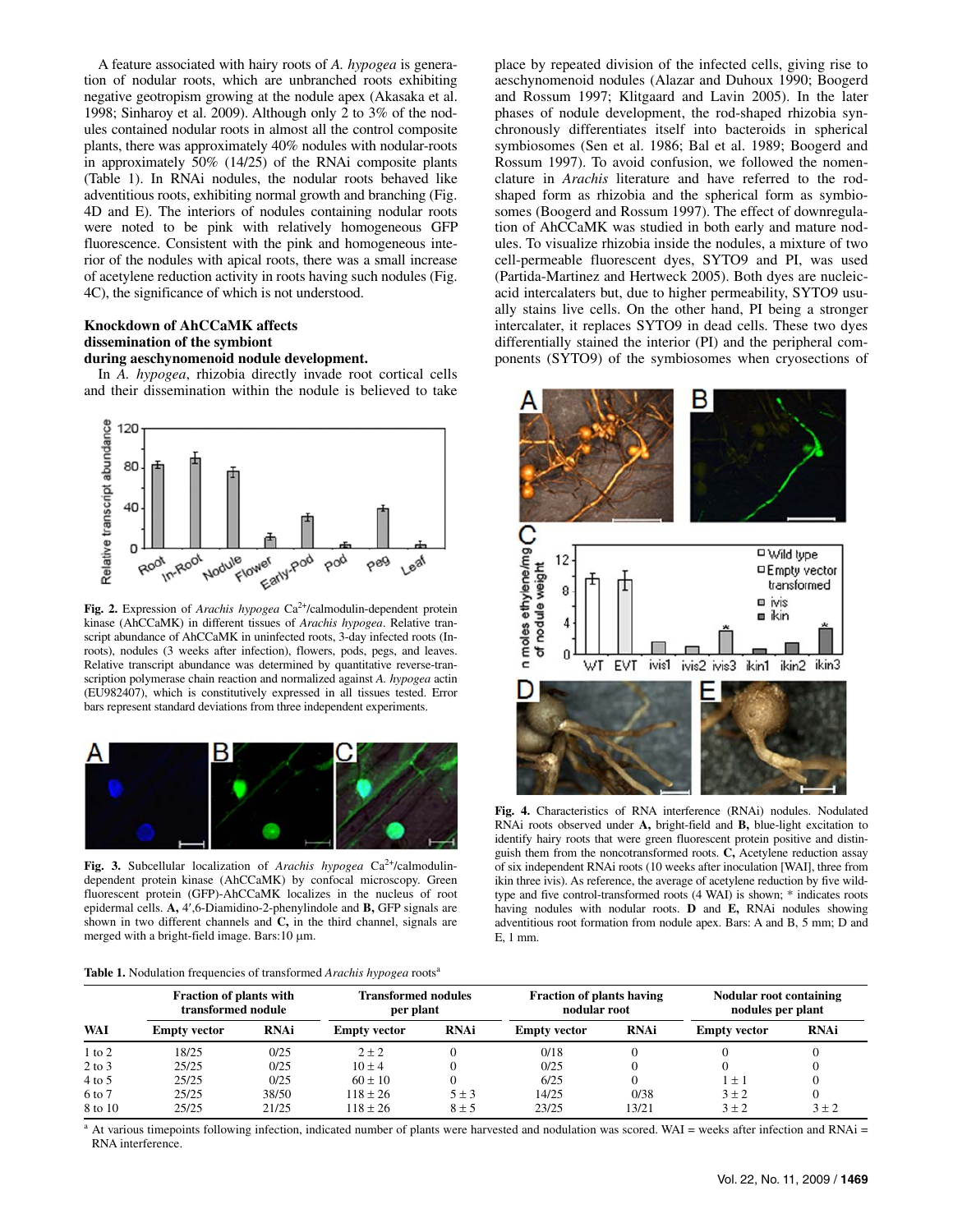A feature associated with hairy roots of *A. hypogea* is generation of nodular roots, which are unbranched roots exhibiting negative geotropism growing at the nodule apex (Akasaka et al. 1998; Sinharoy et al. 2009). Although only 2 to 3% of the nodules contained nodular roots in almost all the control composite plants, there was approximately 40% nodules with nodular-roots in approximately 50% (14/25) of the RNAi composite plants (Table 1). In RNAi nodules, the nodular roots behaved like adventitious roots, exhibiting normal growth and branching (Fig. 4D and E). The interiors of nodules containing nodular roots were noted to be pink with relatively homogeneous GFP fluorescence. Consistent with the pink and homogeneous interior of the nodules with apical roots, there was a small increase of acetylene reduction activity in roots having such nodules (Fig. 4C), the significance of which is not understood.

### Knockdown of AhCCaMK affects dissemination of the symbiont during aeschynomenoid nodule development.

In *A. hypogea*, rhizobia directly invade root cortical cells and their dissemination within the nodule is believed to take place by repeated division of the infected cells, giving rise to aeschynomenoid nodules (Alazar and Duhoux 1990; Boogerd and Rossum 1997; Klitgaard and Lavin 2005). In the later phases of nodule development, the rod-shaped rhizobia synchronously differentiates itself into bacteroids in spherical symbiosomes (Sen et al. 1986; Bal et al. 1989; Boogerd and Rossum 1997). To avoid confusion, we followed the nomenclature in *Arachis* literature and have referred to the rod-shaped form as rhizobia and the spherical form as symbiosomes (Boogerd and Rossum 1997). The effect of downregulation of AhCCaMK was studied in both early and mature nodules. To visualize rhizobia inside the nodules, a mixture of two cell-permeable fluorescent dyes, SYTO9 and PI, was used (Partida-Martinez and Hertweck 2005). Both dyes are nucleic-acid intercalaters but, due to higher permeability, SYTO9 usually stains live cells. On the other hand, PI being a stronger intercalater, it replaces SYTO9 in dead cells. These two dyes differentially stained the interior (PI) and the peripheral components (SYTO9) of the symbiosomes when cryosections of

**Fig. 2.** Expression of *Arachis hypogea* $Ca^{2+}$/calmodulin-dependent protein kinase (AhCCaMK) in different tissues of *Arachis hypogea*. Relative transcript abundance of AhCCaMK in uninfected roots, 3-day infected roots (In-roots), nodules (3 weeks after infection), flowers, pods, pegs, and leaves. Relative transcript abundance was determined by quantitative reverse-transcription polymerase chain reaction and normalized against *A. hypogea* actin (EU982407), which is constitutively expressed in all tissues tested. Error bars represent standard deviations from three independent experiments.

**Fig. 3.** Subcellular localization of *Arachis hypogea* $Ca^{2+}$/calmodulin-dependent protein kinase (AhCCaMK) by confocal microscopy. Green fluorescent protein (GFP)-AhCCaMK localizes in the nucleus of root epidermal cells. **A,** 4′,6-Diamidino-2-phenylindole and **B,** GFP signals are shown in two different channels and **C,** in the third channel, signals are merged with a bright-field image. Bars:10 μm.

**Fig. 4.** Characteristics of RNA interference (RNAi) nodules. Nodulated RNAi roots observed under **A,** bright-field and **B,** blue-light excitation to identify hairy roots that were green fluorescent protein positive and distinguish them from the noncotransformed roots. **C,** Acetylene reduction assay of six independent RNAi roots (10 weeks after inoculation [WAI], three from ikin three ivis). As reference, the average of acetylene reduction by five wild-type and five control-transformed roots (4 WAI) is shown; * indicates roots having nodules with nodular roots. **D** and **E,** RNAi nodules showing adventitious root formation from nodule apex. Bars: A and B, 5 mm; D and E, 1 mm.

**Table 1.** Nodulation frequencies of transformed *Arachis hypogea* roots[a]

| WAI | Fraction of plants with transformed nodule | | Transformed nodules per plant | | Fraction of plants having nodular root | | Nodular root containing nodules per plant | |
|---|---|---|---|---|---|---|---|---|
| | Empty vector | RNAi | Empty vector | RNAi | Empty vector | RNAi | Empty vector | RNAi |
| 1 to 2 | 18/25 | 0/25 | 2 ± 2 | 0 | 0/18 | 0 | 0 | 0 |
| 2 to 3 | 25/25 | 0/25 | 10 ± 4 | 0 | 0/25 | 0 | 0 | 0 |
| 4 to 5 | 25/25 | 0/25 | 60 ± 10 | 0 | 6/25 | 0 | 1 ± 1 | 0 |
| 6 to 7 | 25/25 | 38/50 | 118 ± 26 | 5 ± 3 | 14/25 | 0/38 | 3 ± 2 | 0 |
| 8 to 10 | 25/25 | 21/25 | 118 ± 26 | 8 ± 5 | 23/25 | 13/21 | 3 ± 2 | 3 ± 2 |

[a] At various timepoints following infection, indicated number of plants were harvested and nodulation was scored. WAI = weeks after infection and RNAi = RNA interference.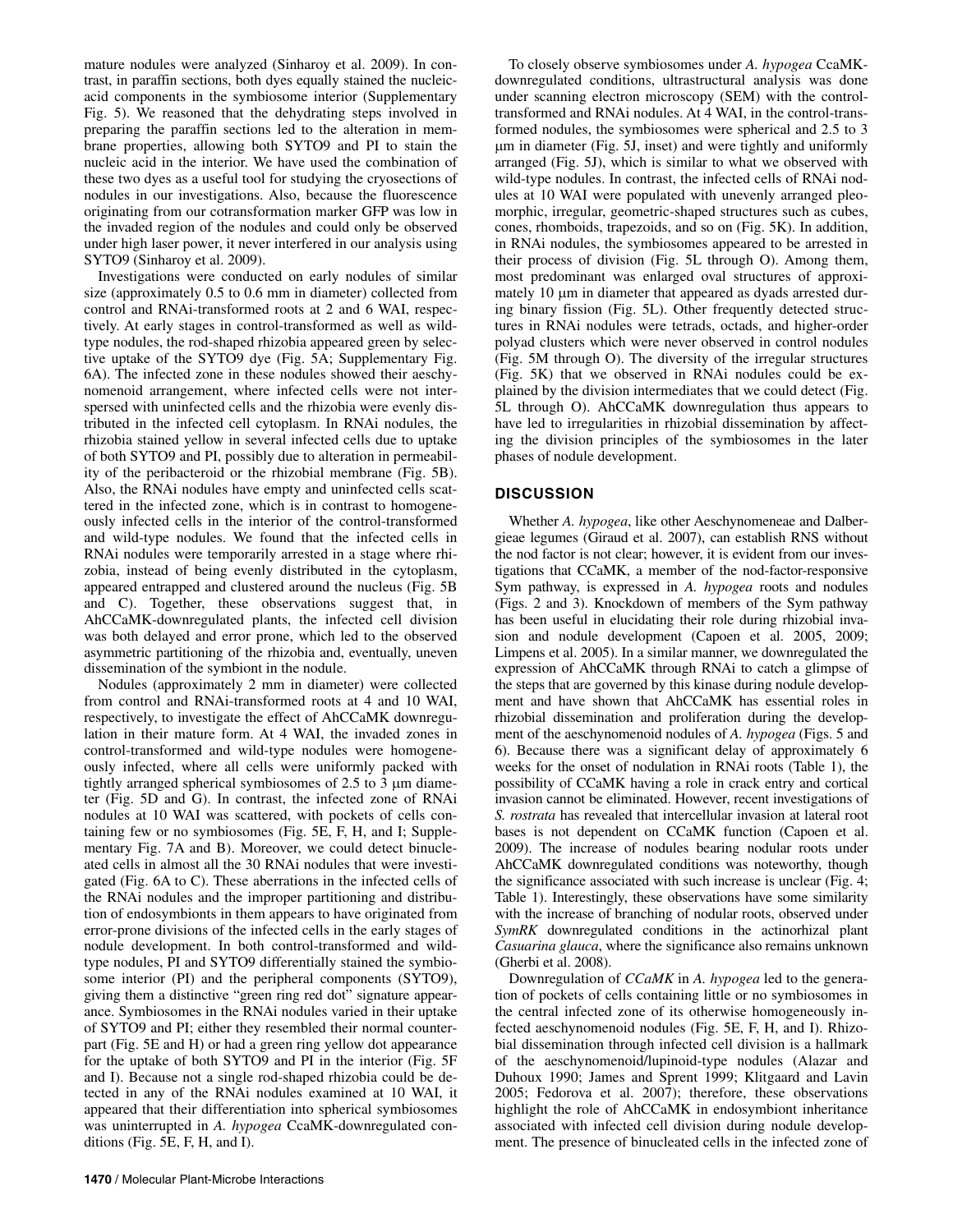mature nodules were analyzed (Sinharoy et al. 2009). In contrast, in paraffin sections, both dyes equally stained the nucleic-acid components in the symbiosome interior (Supplementary Fig. 5). We reasoned that the dehydrating steps involved in preparing the paraffin sections led to the alteration in membrane properties, allowing both SYTO9 and PI to stain the nucleic acid in the interior. We have used the combination of these two dyes as a useful tool for studying the cryosections of nodules in our investigations. Also, because the fluorescence originating from our cotransformation marker GFP was low in the invaded region of the nodules and could only be observed under high laser power, it never interfered in our analysis using SYTO9 (Sinharoy et al. 2009).

Investigations were conducted on early nodules of similar size (approximately 0.5 to 0.6 mm in diameter) collected from control and RNAi-transformed roots at 2 and 6 WAI, respectively. At early stages in control-transformed as well as wild-type nodules, the rod-shaped rhizobia appeared green by selective uptake of the SYTO9 dye (Fig. 5A; Supplementary Fig. 6A). The infected zone in these nodules showed their aeschynomenoid arrangement, where infected cells were not interspersed with uninfected cells and the rhizobia were evenly distributed in the infected cell cytoplasm. In RNAi nodules, the rhizobia stained yellow in several infected cells due to uptake of both SYTO9 and PI, possibly due to alteration in permeability of the peribacteroid or the rhizobial membrane (Fig. 5B). Also, the RNAi nodules have empty and uninfected cells scattered in the infected zone, which is in contrast to homogeneously infected cells in the interior of the control-transformed and wild-type nodules. We found that the infected cells in RNAi nodules were temporarily arrested in a stage where rhizobia, instead of being evenly distributed in the cytoplasm, appeared entrapped and clustered around the nucleus (Fig. 5B and C). Together, these observations suggest that, in AhCCaMK-downregulated plants, the infected cell division was both delayed and error prone, which led to the observed asymmetric partitioning of the rhizobia and, eventually, uneven dissemination of the symbiont in the nodule.

Nodules (approximately 2 mm in diameter) were collected from control and RNAi-transformed roots at 4 and 10 WAI, respectively, to investigate the effect of AhCCaMK downregulation in their mature form. At 4 WAI, the invaded zones in control-transformed and wild-type nodules were homogeneously infected, where all cells were uniformly packed with tightly arranged spherical symbiosomes of 2.5 to 3 μm diameter (Fig. 5D and G). In contrast, the infected zone of RNAi nodules at 10 WAI was scattered, with pockets of cells containing few or no symbiosomes (Fig. 5E, F, H, and I; Supplementary Fig. 7A and B). Moreover, we could detect binucleated cells in almost all the 30 RNAi nodules that were investigated (Fig. 6A to C). These aberrations in the infected cells of the RNAi nodules and the improper partitioning and distribution of endosymbionts in them appears to have originated from error-prone divisions of the infected cells in the early stages of nodule development. In both control-transformed and wild-type nodules, PI and SYTO9 differentially stained the symbiosome interior (PI) and the peripheral components (SYTO9), giving them a distinctive "green ring red dot" signature appearance. Symbiosomes in the RNAi nodules varied in their uptake of SYTO9 and PI; either they resembled their normal counterpart (Fig. 5E and H) or had a green ring yellow dot appearance for the uptake of both SYTO9 and PI in the interior (Fig. 5F and I). Because not a single rod-shaped rhizobia could be detected in any of the RNAi nodules examined at 10 WAI, it appeared that their differentiation into spherical symbiosomes was uninterrupted in *A. hypogea* CcaMK-downregulated conditions (Fig. 5E, F, H, and I).

To closely observe symbiosomes under *A. hypogea* CcaMK-downregulated conditions, ultrastructural analysis was done under scanning electron microscopy (SEM) with the control-transformed and RNAi nodules. At 4 WAI, in the control-transformed nodules, the symbiosomes were spherical and 2.5 to 3 μm in diameter (Fig. 5J, inset) and were tightly and uniformly arranged (Fig. 5J), which is similar to what we observed with wild-type nodules. In contrast, the infected cells of RNAi nodules at 10 WAI were populated with unevenly arranged pleomorphic, irregular, geometric-shaped structures such as cubes, cones, rhomboids, trapezoids, and so on (Fig. 5K). In addition, in RNAi nodules, the symbiosomes appeared to be arrested in their process of division (Fig. 5L through O). Among them, most predominant was enlarged oval structures of approximately 10 μm in diameter that appeared as dyads arrested during binary fission (Fig. 5L). Other frequently detected structures in RNAi nodules were tetrads, octads, and higher-order polyad clusters which were never observed in control nodules (Fig. 5M through O). The diversity of the irregular structures (Fig. 5K) that we observed in RNAi nodules could be explained by the division intermediates that we could detect (Fig. 5L through O). AhCCaMK downregulation thus appears to have led to irregularities in rhizobial dissemination by affecting the division principles of the symbiosomes in the later phases of nodule development.

## DISCUSSION

Whether *A. hypogea*, like other Aeschynomeneae and Dalbergieae legumes (Giraud et al. 2007), can establish RNS without the nod factor is not clear; however, it is evident from our investigations that CCaMK, a member of the nod-factor-responsive Sym pathway, is expressed in *A. hypogea* roots and nodules (Figs. 2 and 3). Knockdown of members of the Sym pathway has been useful in elucidating their role during rhizobial invasion and nodule development (Capoen et al. 2005, 2009; Limpens et al. 2005). In a similar manner, we downregulated the expression of AhCCaMK through RNAi to catch a glimpse of the steps that are governed by this kinase during nodule development and have shown that AhCCaMK has essential roles in rhizobial dissemination and proliferation during the development of the aeschynomenoid nodules of *A. hypogea* (Figs. 5 and 6). Because there was a significant delay of approximately 6 weeks for the onset of nodulation in RNAi roots (Table 1), the possibility of CCaMK having a role in crack entry and cortical invasion cannot be eliminated. However, recent investigations of *S. rostrata* has revealed that intercellular invasion at lateral root bases is not dependent on CCaMK function (Capoen et al. 2009). The increase of nodules bearing nodular roots under AhCCaMK downregulated conditions was noteworthy, though the significance associated with such increase is unclear (Fig. 4; Table 1). Interestingly, these observations have some similarity with the increase of branching of nodular roots, observed under *SymRK* downregulated conditions in the actinorhizal plant *Casuarina glauca*, where the significance also remains unknown (Gherbi et al. 2008).

Downregulation of *CCaMK* in *A. hypogea* led to the generation of pockets of cells containing little or no symbiosomes in the central infected zone of its otherwise homogeneously infected aeschynomenoid nodules (Fig. 5E, F, H, and I). Rhizobial dissemination through infected cell division is a hallmark of the aeschynomenoid/lupinoid-type nodules (Alazar and Duhoux 1990; James and Sprent 1999; Klitgaard and Lavin 2005; Fedorova et al. 2007); therefore, these observations highlight the role of AhCCaMK in endosymbiont inheritance associated with infected cell division during nodule development. The presence of binucleated cells in the infected zone of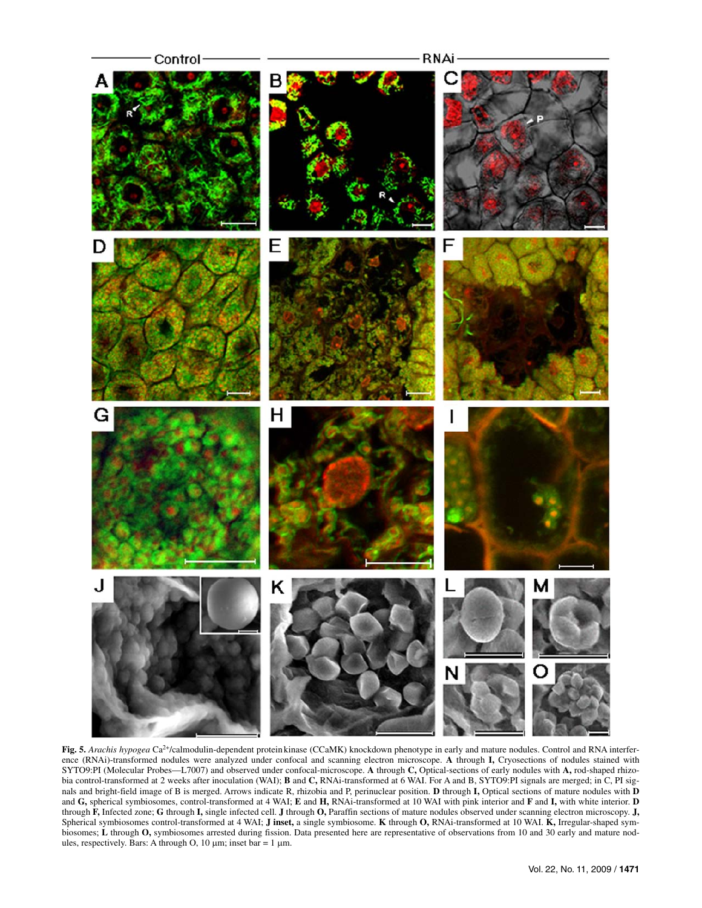**Fig. 5.** *Arachis hypogea* $Ca^{2+}$/calmodulin-dependent protein kinase (CCaMK) knockdown phenotype in early and mature nodules. Control and RNA interference (RNAi)-transformed nodules were analyzed under confocal and scanning electron microscope. **A** through **I,** Cryosections of nodules stained with SYTO9:PI (Molecular Probes—L7007) and observed under confocal-microscope. **A** through **C,** Optical-sections of early nodules with **A,** rod-shaped rhizobia control-transformed at 2 weeks after inoculation (WAI); **B** and **C,** RNAi-transformed at 6 WAI. For A and B, SYTO9:PI signals are merged; in C, PI signals and bright-field image of B is merged. Arrows indicate R, rhizobia and P, perinuclear position. **D** through **I,** Optical sections of mature nodules with **D** and **G,** spherical symbiosomes, control-transformed at 4 WAI; **E** and **H,** RNAi-transformed at 10 WAI with pink interior and **F** and **I,** with white interior. **D** through **F,** Infected zone; **G** through **I,** single infected cell. **J** through **O,** Paraffin sections of mature nodules observed under scanning electron microscopy. **J,** Spherical symbiosomes control-transformed at 4 WAI; **J inset,** a single symbiosome. **K** through **O,** RNAi-transformed at 10 WAI. **K,** Irregular-shaped symbiosomes; **L** through **O,** symbiosomes arrested during fission. Data presented here are representative of observations from 10 and 30 early and mature nodules, respectively. Bars: A through O, 10 µm; inset bar = 1 µm.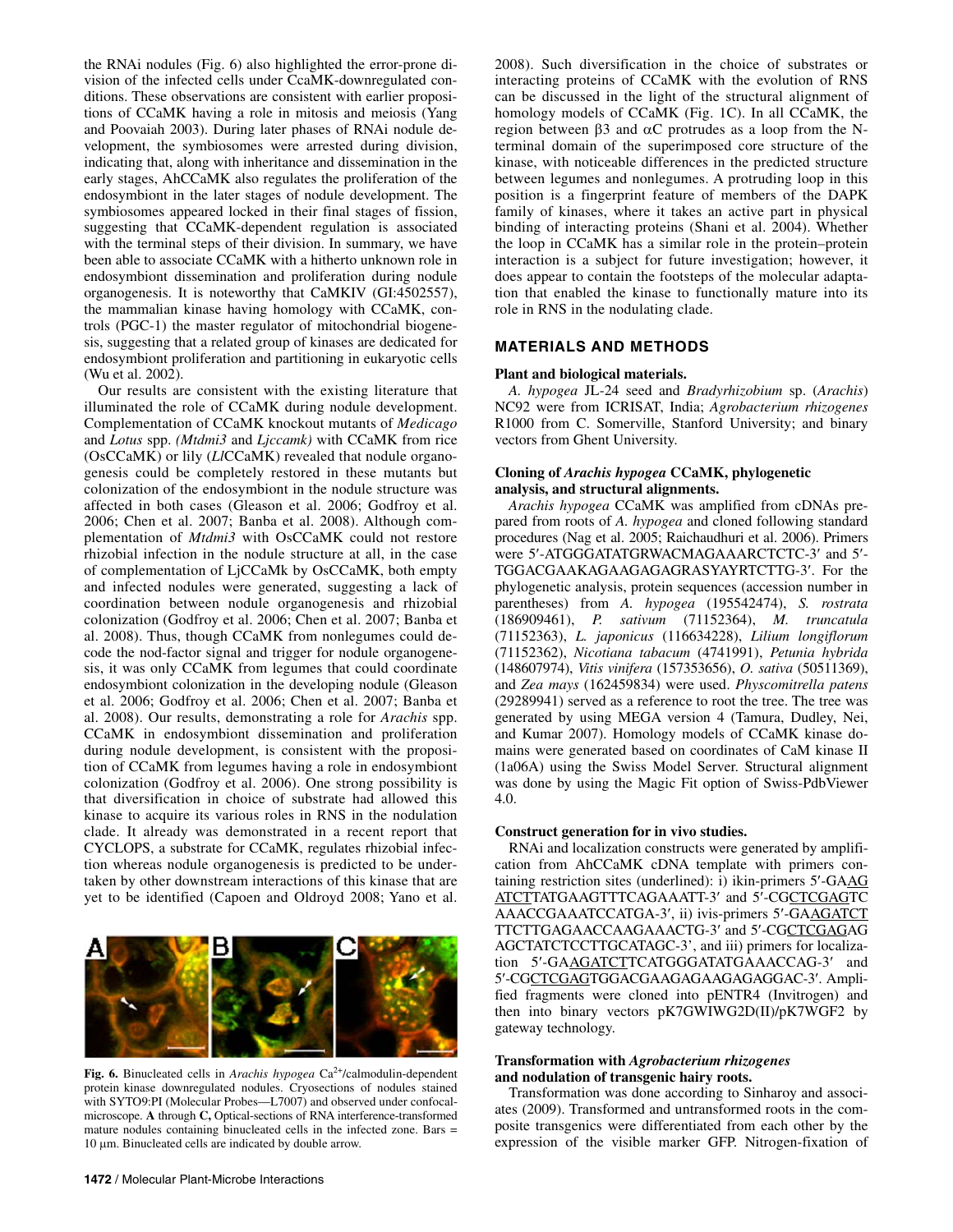the RNAi nodules (Fig. 6) also highlighted the error-prone division of the infected cells under CCaMK-downregulated conditions. These observations are consistent with earlier propositions of CCaMK having a role in mitosis and meiosis (Yang and Poovaiah 2003). During later phases of RNAi nodule development, the symbiosomes were arrested during division, indicating that, along with inheritance and dissemination in the early stages, AhCCaMK also regulates the proliferation of the endosymbiont in the later stages of nodule development. The symbiosomes appeared locked in their final stages of fission, suggesting that CCaMK-dependent regulation is associated with the terminal steps of their division. In summary, we have been able to associate CCaMK with a hitherto unknown role in endosymbiont dissemination and proliferation during nodule organogenesis. It is noteworthy that CaMKIV (GI:4502557), the mammalian kinase having homology with CCaMK, controls (PGC-1) the master regulator of mitochondrial biogenesis, suggesting that a related group of kinases are dedicated for endosymbiont proliferation and partitioning in eukaryotic cells (Wu et al. 2002).

Our results are consistent with the existing literature that illuminated the role of CCaMK during nodule development. Complementation of CCaMK knockout mutants of *Medicago* and *Lotus* spp. *(Mtdmi3* and *Ljccamk)* with CCaMK from rice (OsCCaMK) or lily (*Ll*CCaMK) revealed that nodule organogenesis could be completely restored in these mutants but colonization of the endosymbiont in the nodule structure was affected in both cases (Gleason et al. 2006; Godfroy et al. 2006; Chen et al. 2007; Banba et al. 2008). Although complementation of *Mtdmi3* with OsCCaMK could not restore rhizobial infection in the nodule structure at all, in the case of complementation of LjCCaMk by OsCCaMK, both empty and infected nodules were generated, suggesting a lack of coordination between nodule organogenesis and rhizobial colonization (Godfroy et al. 2006; Chen et al. 2007; Banba et al. 2008). Thus, though CCaMK from nonlegumes could decode the nod-factor signal and trigger for nodule organogenesis, it was only CCaMK from legumes that could coordinate endosymbiont colonization in the developing nodule (Gleason et al. 2006; Godfroy et al. 2006; Chen et al. 2007; Banba et al. 2008). Our results, demonstrating a role for *Arachis* spp. CCaMK in endosymbiont dissemination and proliferation during nodule development, is consistent with the proposition of CCaMK from legumes having a role in endosymbiont colonization (Godfroy et al. 2006). One strong possibility is that diversification in choice of substrate had allowed this kinase to acquire its various roles in RNS in the nodulation clade. It already was demonstrated in a recent report that CYCLOPS, a substrate for CCaMK, regulates rhizobial infection whereas nodule organogenesis is predicted to be undertaken by other downstream interactions of this kinase that are yet to be identified (Capoen and Oldroyd 2008; Yano et al. 2008). Such diversification in the choice of substrates or interacting proteins of CCaMK with the evolution of RNS can be discussed in the light of the structural alignment of homology models of CCaMK (Fig. 1C). In all CCaMK, the region between β3 and αC protrudes as a loop from the N-terminal domain of the superimposed core structure of the kinase, with noticeable differences in the predicted structure between legumes and nonlegumes. A protruding loop in this position is a fingerprint feature of members of the DAPK family of kinases, where it takes an active part in physical binding of interacting proteins (Shani et al. 2004). Whether the loop in CCaMK has a similar role in the protein–protein interaction is a subject for future investigation; however, it does appear to contain the footsteps of the molecular adaptation that enabled the kinase to functionally mature into its role in RNS in the nodulating clade.

**Fig. 6.** Binucleated cells in *Arachis hypogea* $Ca^{2+}$/calmodulin-dependent protein kinase downregulated nodules. Cryosections of nodules stained with SYTO9:PI (Molecular Probes—L7007) and observed under confocal-microscope. **A** through **C,** Optical-sections of RNA interference-transformed mature nodules containing binucleated cells in the infected zone. Bars = 10 μm. Binucleated cells are indicated by double arrow.

## MATERIALS AND METHODS

### Plant and biological materials.

*A. hypogea* JL-24 seed and *Bradyrhizobium* sp. (*Arachis*) NC92 were from ICRISAT, India; *Agrobacterium rhizogenes* R1000 from C. Somerville, Stanford University; and binary vectors from Ghent University.

### Cloning of *Arachis hypogea* CCaMK, phylogenetic analysis, and structural alignments.

*Arachis hypogea* CCaMK was amplified from cDNAs prepared from roots of *A. hypogea* and cloned following standard procedures (Nag et al. 2005; Raichaudhuri et al. 2006). Primers were 5′-ATGGGATATGRWACMAGAAARCTCTC-3′ and 5′-TGGACGAAKAGAAGAGAGRASYAYRTCTTG-3′. For the phylogenetic analysis, protein sequences (accession number in parentheses) from *A. hypogea* (195542474), *S. rostrata* (186909461), *P. sativum* (71152364), *M. truncatula* (71152363), *L. japonicus* (116634228), *Lilium longiflorum* (71152362), *Nicotiana tabacum* (4741991), *Petunia hybrida* (148607974), *Vitis vinifera* (157353656), *O. sativa* (50511369), and *Zea mays* (162459834) were used. *Physcomitrella patens* (29289941) served as a reference to root the tree. The tree was generated by using MEGA version 4 (Tamura, Dudley, Nei, and Kumar 2007). Homology models of CCaMK kinase domains were generated based on coordinates of CaM kinase II (1a06A) using the Swiss Model Server. Structural alignment was done by using the Magic Fit option of Swiss-PdbViewer 4.0.

### Construct generation for in vivo studies.

RNAi and localization constructs were generated by amplification from AhCCaMK cDNA template with primers containing restriction sites (underlined): i) ikin-primers 5′-GA<u>AGATCT</u>TATGAAGTTTCAGAAATT-3′ and 5′-CG<u>CTCGAG</u>TCAAACCGAAATCCATGA-3′, ii) ivis-primers 5′-GA<u>AGATCT</u>TTCTTGAGAACCAAGAAACTG-3′ and 5′-CG<u>CTCGAG</u>AGAGCTATCTCCTTGCATAGC-3', and iii) primers for localization 5′-GA<u>AGATCT</u>TCATGGGATATGAAACCAG-3′ and 5′-CG<u>CTCGAG</u>TGGACGAAGAGAAGAGAGGAC-3′. Amplified fragments were cloned into pENTR4 (Invitrogen) and then into binary vectors pK7GWIWG2D(II)/pK7WGF2 by gateway technology.

### Transformation with *Agrobacterium rhizogenes* and nodulation of transgenic hairy roots.

Transformation was done according to Sinharoy and associates (2009). Transformed and untransformed roots in the composite transgenics were differentiated from each other by the expression of the visible marker GFP. Nitrogen-fixation of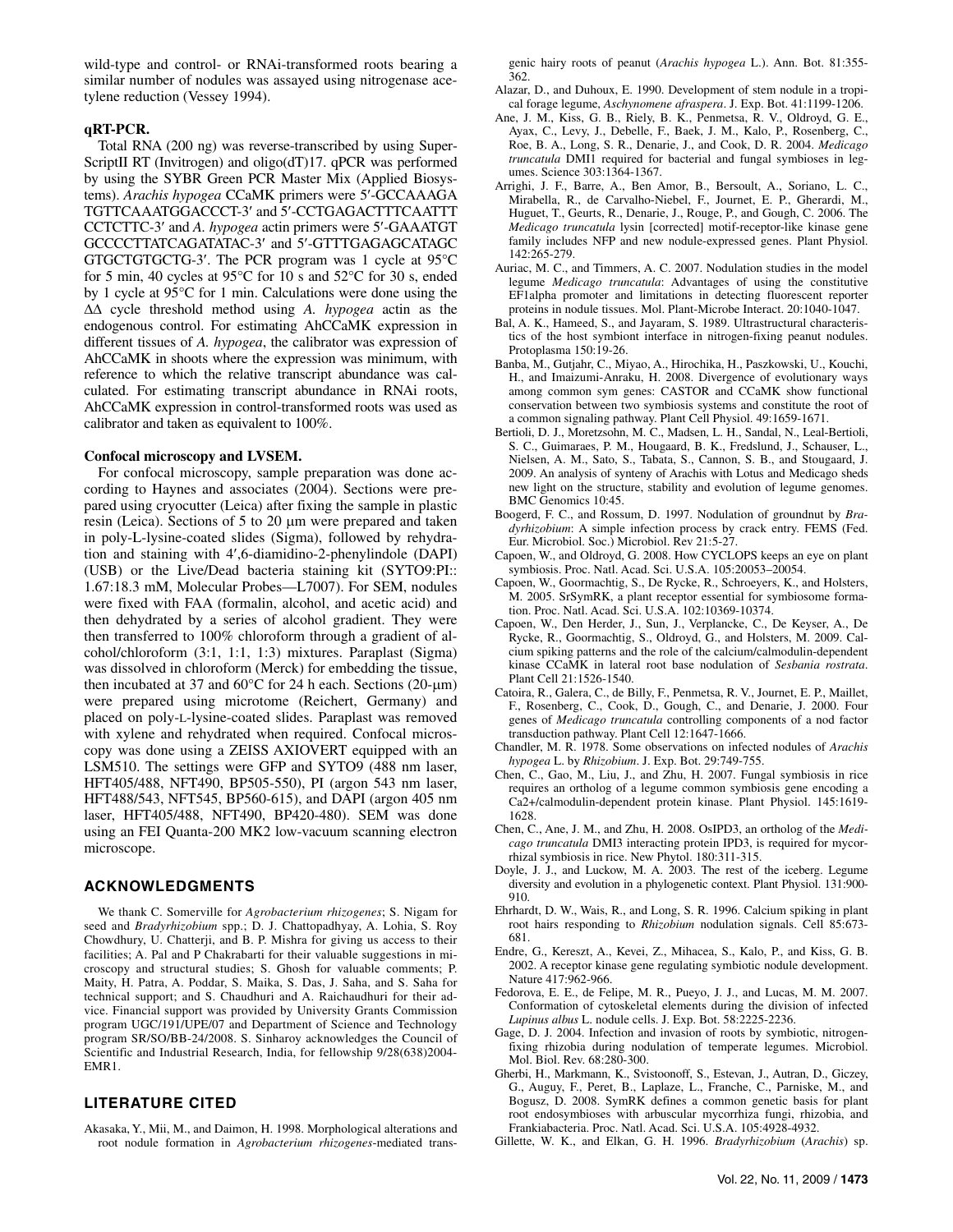wild-type and control- or RNAi-transformed roots bearing a similar number of nodules was assayed using nitrogenase acetylene reduction (Vessey 1994).

### qRT-PCR.

Total RNA (200 ng) was reverse-transcribed by using SuperScriptII RT (Invitrogen) and oligo(dT)17. qPCR was performed by using the SYBR Green PCR Master Mix (Applied Biosystems). *Arachis hypogea* CCaMK primers were 5′-GCCAAAGA TGTTCAAATGGACCCT-3′ and 5′-CCTGAGACTTTCAATTT CCTCTTC-3′ and *A. hypogea* actin primers were 5′-GAAATGT GCCCCTTATCAGATATAC-3′ and 5′-GTTTGAGAGCATAGC GTGCTGTGCTG-3′. The PCR program was 1 cycle at 95°C for 5 min, 40 cycles at 95°C for 10 s and 52°C for 30 s, ended by 1 cycle at 95°C for 1 min. Calculations were done using the ΔΔ cycle threshold method using *A. hypogea* actin as the endogenous control. For estimating AhCCaMK expression in different tissues of *A. hypogea*, the calibrator was expression of AhCCaMK in shoots where the expression was minimum, with reference to which the relative transcript abundance was calculated. For estimating transcript abundance in RNAi roots, AhCCaMK expression in control-transformed roots was used as calibrator and taken as equivalent to 100%.

### Confocal microscopy and LVSEM.

For confocal microscopy, sample preparation was done according to Haynes and associates (2004). Sections were prepared using cryocutter (Leica) after fixing the sample in plastic resin (Leica). Sections of 5 to 20 µm were prepared and taken in poly-L-lysine-coated slides (Sigma), followed by rehydration and staining with 4′,6-diamidino-2-phenylindole (DAPI) (USB) or the Live/Dead bacteria staining kit (SYTO9:PI:: 1.67:18.3 mM, Molecular Probes—L7007). For SEM, nodules were fixed with FAA (formalin, alcohol, and acetic acid) and then dehydrated by a series of alcohol gradient. They were then transferred to 100% chloroform through a gradient of alcohol/chloroform (3:1, 1:1, 1:3) mixtures. Paraplast (Sigma) was dissolved in chloroform (Merck) for embedding the tissue, then incubated at 37 and 60°C for 24 h each. Sections (20-µm) were prepared using microtome (Reichert, Germany) and placed on poly-L-lysine-coated slides. Paraplast was removed with xylene and rehydrated when required. Confocal microscopy was done using a ZEISS AXIOVERT equipped with an LSM510. The settings were GFP and SYTO9 (488 nm laser, HFT405/488, NFT490, BP505-550), PI (argon 543 nm laser, HFT488/543, NFT545, BP560-615), and DAPI (argon 405 nm laser, HFT405/488, NFT490, BP420-480). SEM was done using an FEI Quanta-200 MK2 low-vacuum scanning electron microscope.

## ACKNOWLEDGMENTS

We thank C. Somerville for *Agrobacterium rhizogenes*; S. Nigam for seed and *Bradyrhizobium* spp.; D. J. Chattopadhyay, A. Lohia, S. Roy Chowdhury, U. Chatterji, and B. P. Mishra for giving us access to their facilities; A. Pal and P Chakrabarti for their valuable suggestions in microscopy and structural studies; S. Ghosh for valuable comments; P. Maity, H. Patra, A. Poddar, S. Maika, S. Das, J. Saha, and S. Saha for technical support; and S. Chaudhuri and A. Raichaudhuri for their advice. Financial support was provided by University Grants Commission program UGC/191/UPE/07 and Department of Science and Technology program SR/SO/BB-24/2008. S. Sinharoy acknowledges the Council of Scientific and Industrial Research, India, for fellowship 9/28(638)2004-EMR1.

## LITERATURE CITED

Akasaka, Y., Mii, M., and Daimon, H. 1998. Morphological alterations and root nodule formation in *Agrobacterium rhizogenes*-mediated transgenic hairy roots of peanut (*Arachis hypogea* L.). Ann. Bot. 81:355-362.

Alazar, D., and Duhoux, E. 1990. Development of stem nodule in a tropical forage legume, *Aschynomene afraspera*. J. Exp. Bot. 41:1199-1206.

Ane, J. M., Kiss, G. B., Riely, B. K., Penmetsa, R. V., Oldroyd, G. E., Ayax, C., Levy, J., Debelle, F., Baek, J. M., Kalo, P., Rosenberg, C., Roe, B. A., Long, S. R., Denarie, J., and Cook, D. R. 2004. *Medicago truncatula* DMI1 required for bacterial and fungal symbioses in legumes. Science 303:1364-1367.

Arrighi, J. F., Barre, A., Ben Amor, B., Bersoult, A., Soriano, L. C., Mirabella, R., de Carvalho-Niebel, F., Journet, E. P., Gherardi, M., Huguet, T., Geurts, R., Denarie, J., Rouge, P., and Gough, C. 2006. The *Medicago truncatula* lysin [corrected] motif-receptor-like kinase gene family includes NFP and new nodule-expressed genes. Plant Physiol. 142:265-279.

Auriac, M. C., and Timmers, A. C. 2007. Nodulation studies in the model legume *Medicago truncatula*: Advantages of using the constitutive EF1alpha promoter and limitations in detecting fluorescent reporter proteins in nodule tissues. Mol. Plant-Microbe Interact. 20:1040-1047.

Bal, A. K., Hameed, S., and Jayaram, S. 1989. Ultrastructural characteristics of the host symbiont interface in nitrogen-fixing peanut nodules. Protoplasma 150:19-26.

Banba, M., Gutjahr, C., Miyao, A., Hirochika, H., Paszkowski, U., Kouchi, H., and Imaizumi-Anraku, H. 2008. Divergence of evolutionary ways among common sym genes: CASTOR and CCaMK show functional conservation between two symbiosis systems and constitute the root of a common signaling pathway. Plant Cell Physiol. 49:1659-1671.

Bertioli, D. J., Moretzsohn, M. C., Madsen, L. H., Sandal, N., Leal-Bertioli, S. C., Guimaraes, P. M., Hougaard, B. K., Fredslund, J., Schauser, L., Nielsen, A. M., Sato, S., Tabata, S., Cannon, S. B., and Stougaard, J. 2009. An analysis of synteny of Arachis with Lotus and Medicago sheds new light on the structure, stability and evolution of legume genomes. BMC Genomics 10:45.

Boogerd, F. C., and Rossum, D. 1997. Nodulation of groundnut by *Bradyrhizobium*: A simple infection process by crack entry. FEMS (Fed. Eur. Microbiol. Soc.) Microbiol. Rev 21:5-27.

Capoen, W., and Oldroyd, G. 2008. How CYCLOPS keeps an eye on plant symbiosis. Proc. Natl. Acad. Sci. U.S.A. 105:20053–20054.

Capoen, W., Goormachtig, S., De Rycke, R., Schroeyers, K., and Holsters, M. 2005. SrSymRK, a plant receptor essential for symbiosome formation. Proc. Natl. Acad. Sci. U.S.A. 102:10369-10374.

Capoen, W., Den Herder, J., Sun, J., Verplancke, C., De Keyser, A., De Rycke, R., Goormachtig, S., Oldroyd, G., and Holsters, M. 2009. Calcium spiking patterns and the role of the calcium/calmodulin-dependent kinase CCaMK in lateral root base nodulation of *Sesbania rostrata*. Plant Cell 21:1526-1540.

Catoira, R., Galera, C., de Billy, F., Penmetsa, R. V., Journet, E. P., Maillet, F., Rosenberg, C., Cook, D., Gough, C., and Denarie, J. 2000. Four genes of *Medicago truncatula* controlling components of a nod factor transduction pathway. Plant Cell 12:1647-1666.

Chandler, M. R. 1978. Some observations on infected nodules of *Arachis hypogea* L. by *Rhizobium*. J. Exp. Bot. 29:749-755.

Chen, C., Gao, M., Liu, J., and Zhu, H. 2007. Fungal symbiosis in rice requires an ortholog of a legume common symbiosis gene encoding a Ca2+/calmodulin-dependent protein kinase. Plant Physiol. 145:1619-1628.

Chen, C., Ane, J. M., and Zhu, H. 2008. OsIPD3, an ortholog of the *Medicago truncatula* DMI3 interacting protein IPD3, is required for mycorrhizal symbiosis in rice. New Phytol. 180:311-315.

Doyle, J. J., and Luckow, M. A. 2003. The rest of the iceberg. Legume diversity and evolution in a phylogenetic context. Plant Physiol. 131:900-910.

Ehrhardt, D. W., Wais, R., and Long, S. R. 1996. Calcium spiking in plant root hairs responding to *Rhizobium* nodulation signals. Cell 85:673-681.

Endre, G., Kereszt, A., Kevei, Z., Mihacea, S., Kalo, P., and Kiss, G. B. 2002. A receptor kinase gene regulating symbiotic nodule development. Nature 417:962-966.

Fedorova, E. E., de Felipe, M. R., Pueyo, J. J., and Lucas, M. M. 2007. Conformation of cytoskeletal elements during the division of infected *Lupinus albus* L. nodule cells. J. Exp. Bot. 58:2225-2236.

Gage, D. J. 2004. Infection and invasion of roots by symbiotic, nitrogen-fixing rhizobia during nodulation of temperate legumes. Microbiol. Mol. Biol. Rev. 68:280-300.

Gherbi, H., Markmann, K., Svistoonoff, S., Estevan, J., Autran, D., Giczey, G., Auguy, F., Peret, B., Laplaze, L., Franche, C., Parniske, M., and Bogusz, D. 2008. SymRK defines a common genetic basis for plant root endosymbioses with arbuscular mycorrhiza fungi, rhizobia, and Frankiabacteria. Proc. Natl. Acad. Sci. U.S.A. 105:4928-4932.

Gillette, W. K., and Elkan, G. H. 1996. *Bradyrhizobium* (*Arachis*) sp.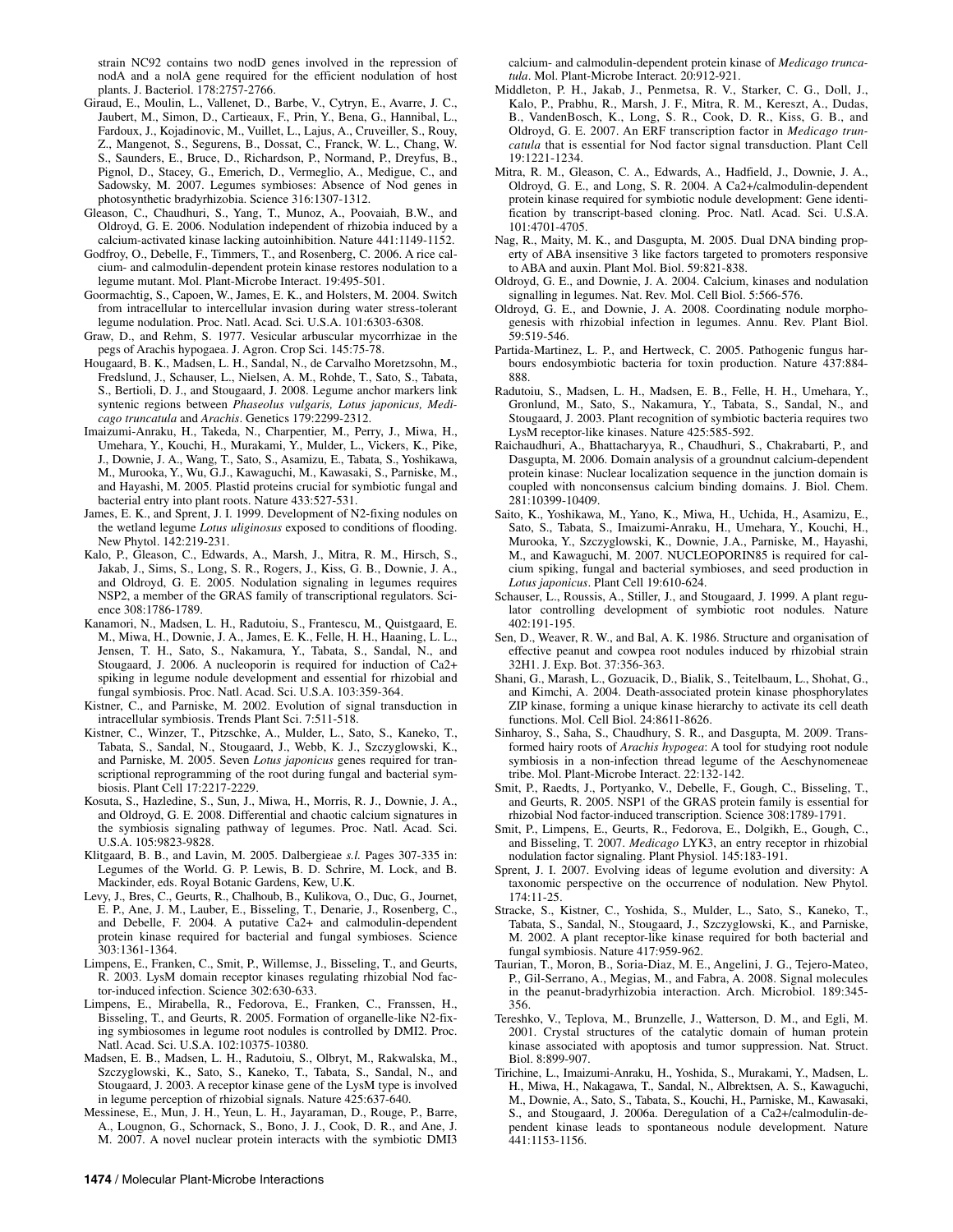strain NC92 contains two nodD genes involved in the repression of nodA and a nolA gene required for the efficient nodulation of host plants. J. Bacteriol. 178:2757-2766.

Giraud, E., Moulin, L., Vallenet, D., Barbe, V., Cytryn, E., Avarre, J. C., Jaubert, M., Simon, D., Cartieaux, F., Prin, Y., Bena, G., Hannibal, L., Fardoux, J., Kojadinovic, M., Vuillet, L., Lajus, A., Cruveiller, S., Rouy, Z., Mangenot, S., Segurens, B., Dossat, C., Franck, W. L., Chang, W. S., Saunders, E., Bruce, D., Richardson, P., Normand, P., Dreyfus, B., Pignol, D., Stacey, G., Emerich, D., Vermeglio, A., Medigue, C., and Sadowsky, M. 2007. Legumes symbioses: Absence of Nod genes in photosynthetic bradyrhizobia. Science 316:1307-1312.

Gleason, C., Chaudhuri, S., Yang, T., Munoz, A., Poovaiah, B.W., and Oldroyd, G. E. 2006. Nodulation independent of rhizobia induced by a calcium-activated kinase lacking autoinhibition. Nature 441:1149-1152.

Godfroy, O., Debelle, F., Timmers, T., and Rosenberg, C. 2006. A rice calcium- and calmodulin-dependent protein kinase restores nodulation to a legume mutant. Mol. Plant-Microbe Interact. 19:495-501.

Goormachtig, S., Capoen, W., James, E. K., and Holsters, M. 2004. Switch from intracellular to intercellular invasion during water stress-tolerant legume nodulation. Proc. Natl. Acad. Sci. U.S.A. 101:6303-6308.

Graw, D., and Rehm, S. 1977. Vesicular arbuscular mycorrhizae in the pegs of Arachis hypogaea. J. Agron. Crop Sci. 145:75-78.

Hougaard, B. K., Madsen, L. H., Sandal, N., de Carvalho Moretzsohn, M., Fredslund, J., Schauser, L., Nielsen, A. M., Rohde, T., Sato, S., Tabata, S., Bertioli, D. J., and Stougaard, J. 2008. Legume anchor markers link syntenic regions between *Phaseolus vulgaris, Lotus japonicus, Medicago truncatula* and *Arachis*. Genetics 179:2299-2312.

Imaizumi-Anraku, H., Takeda, N., Charpentier, M., Perry, J., Miwa, H., Umehara, Y., Kouchi, H., Murakami, Y., Mulder, L., Vickers, K., Pike, J., Downie, J. A., Wang, T., Sato, S., Asamizu, E., Tabata, S., Yoshikawa, M., Murooka, Y., Wu, G.J., Kawaguchi, M., Kawasaki, S., Parniske, M., and Hayashi, M. 2005. Plastid proteins crucial for symbiotic fungal and bacterial entry into plant roots. Nature 433:527-531.

James, E. K., and Sprent, J. I. 1999. Development of N2-fixing nodules on the wetland legume *Lotus uliginosus* exposed to conditions of flooding. New Phytol. 142:219-231.

Kalo, P., Gleason, C., Edwards, A., Marsh, J., Mitra, R. M., Hirsch, S., Jakab, J., Sims, S., Long, S. R., Rogers, J., Kiss, G. B., Downie, J. A., and Oldroyd, G. E. 2005. Nodulation signaling in legumes requires NSP2, a member of the GRAS family of transcriptional regulators. Science 308:1786-1789.

Kanamori, N., Madsen, L. H., Radutoiu, S., Frantescu, M., Quistgaard, E. M., Miwa, H., Downie, J. A., James, E. K., Felle, H. H., Haaning, L. L., Jensen, T. H., Sato, S., Nakamura, Y., Tabata, S., Sandal, N., and Stougaard, J. 2006. A nucleoporin is required for induction of Ca2+ spiking in legume nodule development and essential for rhizobial and fungal symbiosis. Proc. Natl. Acad. Sci. U.S.A. 103:359-364.

Kistner, C., and Parniske, M. 2002. Evolution of signal transduction in intracellular symbiosis. Trends Plant Sci. 7:511-518.

Kistner, C., Winzer, T., Pitzschke, A., Mulder, L., Sato, S., Kaneko, T., Tabata, S., Sandal, N., Stougaard, J., Webb, K. J., Szczyglowski, K., and Parniske, M. 2005. Seven *Lotus japonicus* genes required for transcriptional reprogramming of the root during fungal and bacterial symbiosis. Plant Cell 17:2217-2229.

Kosuta, S., Hazledine, S., Sun, J., Miwa, H., Morris, R. J., Downie, J. A., and Oldroyd, G. E. 2008. Differential and chaotic calcium signatures in the symbiosis signaling pathway of legumes. Proc. Natl. Acad. Sci. U.S.A. 105:9823-9828.

Klitgaard, B. B., and Lavin, M. 2005. Dalbergieae *s.l.* Pages 307-335 in: Legumes of the World. G. P. Lewis, B. D. Schrire, M. Lock, and B. Mackinder, eds. Royal Botanic Gardens, Kew, U.K.

Levy, J., Bres, C., Geurts, R., Chalhoub, B., Kulikova, O., Duc, G., Journet, E. P., Ane, J. M., Lauber, E., Bisseling, T., Denarie, J., Rosenberg, C., and Debelle, F. 2004. A putative Ca2+ and calmodulin-dependent protein kinase required for bacterial and fungal symbioses. Science 303:1361-1364.

Limpens, E., Franken, C., Smit, P., Willemse, J., Bisseling, T., and Geurts, R. 2003. LysM domain receptor kinases regulating rhizobial Nod factor-induced infection. Science 302:630-633.

Limpens, E., Mirabella, R., Fedorova, E., Franken, C., Franssen, H., Bisseling, T., and Geurts, R. 2005. Formation of organelle-like N2-fixing symbiosomes in legume root nodules is controlled by DMI2. Proc. Natl. Acad. Sci. U.S.A. 102:10375-10380.

Madsen, E. B., Madsen, L. H., Radutoiu, S., Olbryt, M., Rakwalska, M., Szczyglowski, K., Sato, S., Kaneko, T., Tabata, S., Sandal, N., and Stougaard, J. 2003. A receptor kinase gene of the LysM type is involved in legume perception of rhizobial signals. Nature 425:637-640.

Messinese, E., Mun, J. H., Yeun, L. H., Jayaraman, D., Rouge, P., Barre, A., Lougnon, G., Schornack, S., Bono, J. J., Cook, D. R., and Ane, J. M. 2007. A novel nuclear protein interacts with the symbiotic DMI3 calcium- and calmodulin-dependent protein kinase of *Medicago truncatula*. Mol. Plant-Microbe Interact. 20:912-921.

Middleton, P. H., Jakab, J., Penmetsa, R. V., Starker, C. G., Doll, J., Kalo, P., Prabhu, R., Marsh, J. F., Mitra, R. M., Kereszt, A., Dudas, B., VandenBosch, K., Long, S. R., Cook, D. R., Kiss, G. B., and Oldroyd, G. E. 2007. An ERF transcription factor in *Medicago truncatula* that is essential for Nod factor signal transduction. Plant Cell 19:1221-1234.

Mitra, R. M., Gleason, C. A., Edwards, A., Hadfield, J., Downie, J. A., Oldroyd, G. E., and Long, S. R. 2004. A Ca2+/calmodulin-dependent protein kinase required for symbiotic nodule development: Gene identification by transcript-based cloning. Proc. Natl. Acad. Sci. U.S.A. 101:4701-4705.

Nag, R., Maity, M. K., and Dasgupta, M. 2005. Dual DNA binding property of ABA insensitive 3 like factors targeted to promoters responsive to ABA and auxin. Plant Mol. Biol. 59:821-838.

Oldroyd, G. E., and Downie, J. A. 2004. Calcium, kinases and nodulation signalling in legumes. Nat. Rev. Mol. Cell Biol. 5:566-576.

Oldroyd, G. E., and Downie, J. A. 2008. Coordinating nodule morphogenesis with rhizobial infection in legumes. Annu. Rev. Plant Biol. 59:519-546.

Partida-Martinez, L. P., and Hertweck, C. 2005. Pathogenic fungus harbours endosymbiotic bacteria for toxin production. Nature 437:884-888.

Radutoiu, S., Madsen, L. H., Madsen, E. B., Felle, H. H., Umehara, Y., Gronlund, M., Sato, S., Nakamura, Y., Tabata, S., Sandal, N., and Stougaard, J. 2003. Plant recognition of symbiotic bacteria requires two LysM receptor-like kinases. Nature 425:585-592.

Raichaudhuri, A., Bhattacharyya, R., Chaudhuri, S., Chakrabarti, P., and Dasgupta, M. 2006. Domain analysis of a groundnut calcium-dependent protein kinase: Nuclear localization sequence in the junction domain is coupled with nonconsensus calcium binding domains. J. Biol. Chem. 281:10399-10409.

Saito, K., Yoshikawa, M., Yano, K., Miwa, H., Uchida, H., Asamizu, E., Sato, S., Tabata, S., Imaizumi-Anraku, H., Umehara, Y., Kouchi, H., Murooka, Y., Szczyglowski, K., Downie, J.A., Parniske, M., Hayashi, M., and Kawaguchi, M. 2007. NUCLEOPORIN85 is required for calcium spiking, fungal and bacterial symbioses, and seed production in *Lotus japonicus*. Plant Cell 19:610-624.

Schauser, L., Roussis, A., Stiller, J., and Stougaard, J. 1999. A plant regulator controlling development of symbiotic root nodules. Nature 402:191-195.

Sen, D., Weaver, R. W., and Bal, A. K. 1986. Structure and organisation of effective peanut and cowpea root nodules induced by rhizobial strain 32H1. J. Exp. Bot. 37:356-363.

Shani, G., Marash, L., Gozuacik, D., Bialik, S., Teitelbaum, L., Shohat, G., and Kimchi, A. 2004. Death-associated protein kinase phosphorylates ZIP kinase, forming a unique kinase hierarchy to activate its cell death functions. Mol. Cell Biol. 24:8611-8626.

Sinharoy, S., Saha, S., Chaudhury, S. R., and Dasgupta, M. 2009. Transformed hairy roots of *Arachis hypogea*: A tool for studying root nodule symbiosis in a non-infection thread legume of the Aeschynomeneae tribe. Mol. Plant-Microbe Interact. 22:132-142.

Smit, P., Raedts, J., Portyanko, V., Debelle, F., Gough, C., Bisseling, T., and Geurts, R. 2005. NSP1 of the GRAS protein family is essential for rhizobial Nod factor-induced transcription. Science 308:1789-1791.

Smit, P., Limpens, E., Geurts, R., Fedorova, E., Dolgikh, E., Gough, C., and Bisseling, T. 2007. *Medicago* LYK3, an entry receptor in rhizobial nodulation factor signaling. Plant Physiol. 145:183-191.

Sprent, J. I. 2007. Evolving ideas of legume evolution and diversity: A taxonomic perspective on the occurrence of nodulation. New Phytol. 174:11-25.

Stracke, S., Kistner, C., Yoshida, S., Mulder, L., Sato, S., Kaneko, T., Tabata, S., Sandal, N., Stougaard, J., Szczyglowski, K., and Parniske, M. 2002. A plant receptor-like kinase required for both bacterial and fungal symbiosis. Nature 417:959-962.

Taurian, T., Moron, B., Soria-Diaz, M. E., Angelini, J. G., Tejero-Mateo, P., Gil-Serrano, A., Megias, M., and Fabra, A. 2008. Signal molecules in the peanut-bradyrhizobia interaction. Arch. Microbiol. 189:345-356.

Tereshko, V., Teplova, M., Brunzelle, J., Watterson, D. M., and Egli, M. 2001. Crystal structures of the catalytic domain of human protein kinase associated with apoptosis and tumor suppression. Nat. Struct. Biol. 8:899-907.

Tirichine, L., Imaizumi-Anraku, H., Yoshida, S., Murakami, Y., Madsen, L. H., Miwa, H., Nakagawa, T., Sandal, N., Albrektsen, A. S., Kawaguchi, M., Downie, A., Sato, S., Tabata, S., Kouchi, H., Parniske, M., Kawasaki, S., and Stougaard, J. 2006a. Deregulation of a Ca2+/calmodulin-dependent kinase leads to spontaneous nodule development. Nature 441:1153-1156.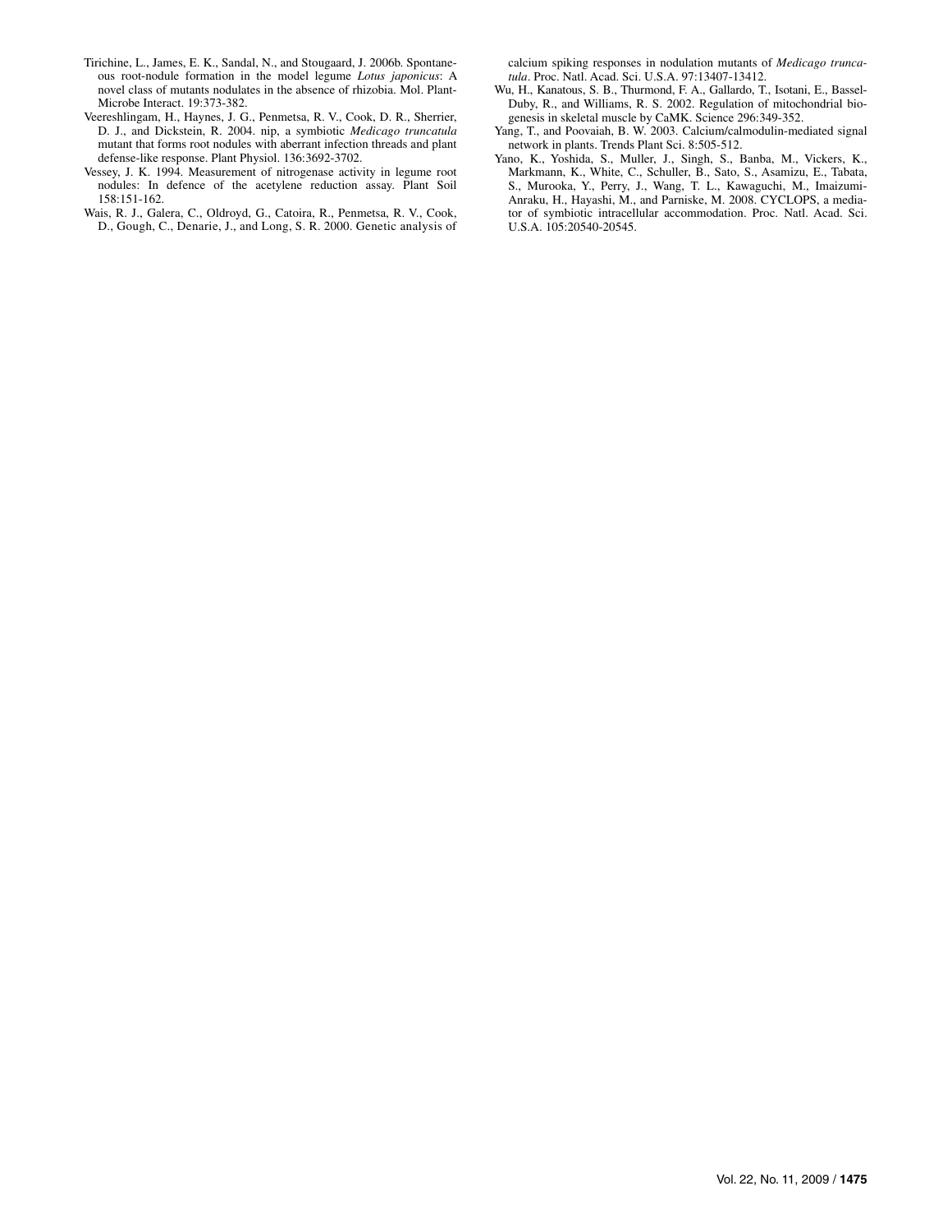Tirichine, L., James, E. K., Sandal, N., and Stougaard, J. 2006b. Spontaneous root-nodule formation in the model legume *Lotus japonicus*: A novel class of mutants nodulates in the absence of rhizobia. Mol. Plant-Microbe Interact. 19:373-382.

Veereshlingam, H., Haynes, J. G., Penmetsa, R. V., Cook, D. R., Sherrier, D. J., and Dickstein, R. 2004. nip, a symbiotic *Medicago truncatula* mutant that forms root nodules with aberrant infection threads and plant defense-like response. Plant Physiol. 136:3692-3702.

Vessey, J. K. 1994. Measurement of nitrogenase activity in legume root nodules: In defence of the acetylene reduction assay. Plant Soil 158:151-162.

Wais, R. J., Galera, C., Oldroyd, G., Catoira, R., Penmetsa, R. V., Cook, D., Gough, C., Denarie, J., and Long, S. R. 2000. Genetic analysis of calcium spiking responses in nodulation mutants of *Medicago truncatula*. Proc. Natl. Acad. Sci. U.S.A. 97:13407-13412.

Wu, H., Kanatous, S. B., Thurmond, F. A., Gallardo, T., Isotani, E., Bassel-Duby, R., and Williams, R. S. 2002. Regulation of mitochondrial biogenesis in skeletal muscle by CaMK. Science 296:349-352.

Yang, T., and Poovaiah, B. W. 2003. Calcium/calmodulin-mediated signal network in plants. Trends Plant Sci. 8:505-512.

Yano, K., Yoshida, S., Muller, J., Singh, S., Banba, M., Vickers, K., Markmann, K., White, C., Schuller, B., Sato, S., Asamizu, E., Tabata, S., Murooka, Y., Perry, J., Wang, T. L., Kawaguchi, M., Imaizumi-Anraku, H., Hayashi, M., and Parniske, M. 2008. CYCLOPS, a mediator of symbiotic intracellular accommodation. Proc. Natl. Acad. Sci. U.S.A. 105:20540-20545.